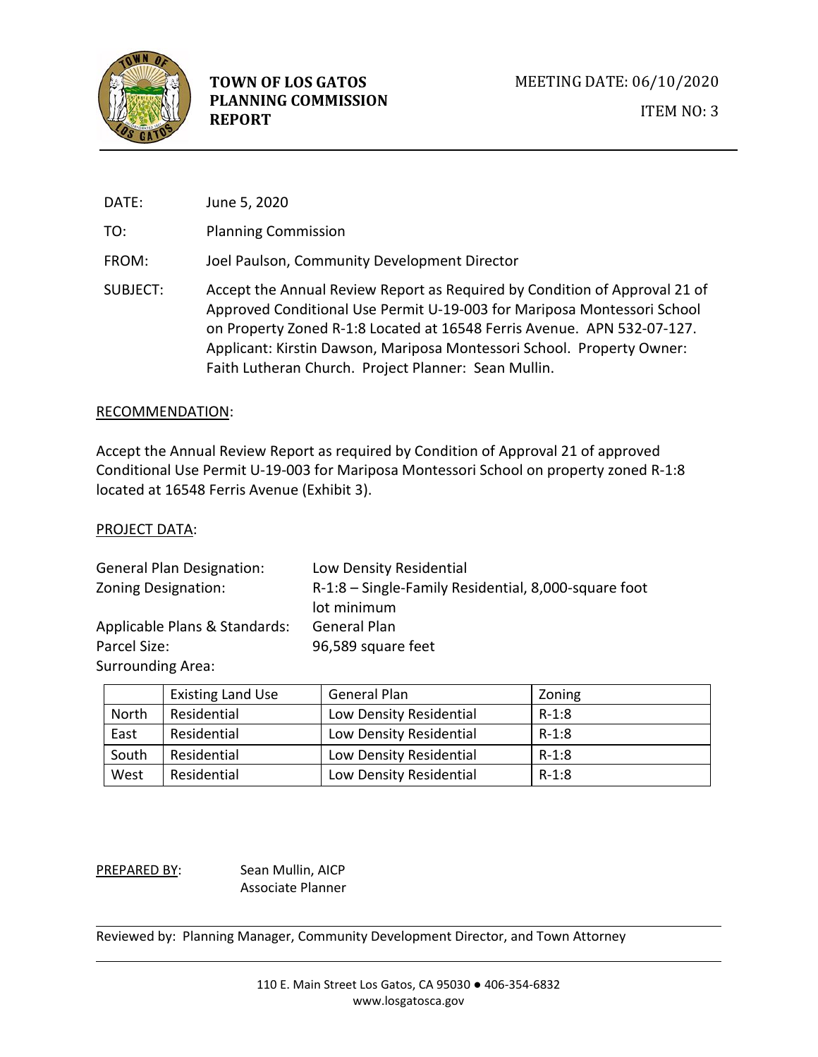**TOWN OF LOS GATOS PLANNING COMMISSION REPORT**

MEETING DATE: 06/10/2020

ITEM NO: 3

DATE: June 5, 2020

TO: Planning Commission

FROM: Joel Paulson, Community Development Director

SUBJECT: Accept the Annual Review Report as Required by Condition of Approval 21 of Approved Conditional Use Permit U-19-003 for Mariposa Montessori School on Property Zoned R-1:8 Located at 16548 Ferris Avenue. APN 532-07-127. Applicant: Kirstin Dawson, Mariposa Montessori School. Property Owner: Faith Lutheran Church. Project Planner: Sean Mullin.

RECOMMENDATION:

Accept the Annual Review Report as required by Condition of Approval 21 of approved Conditional Use Permit U-19-003 for Mariposa Montessori School on property zoned R-1:8 located at 16548 Ferris Avenue (Exhibit 3).

PROJECT DATA:

General Plan Designation: Low Density Residential
Zoning Designation: R-1:8 – Single-Family Residential, 8,000-square foot lot minimum
Applicable Plans & Standards: General Plan
Parcel Size: 96,589 square feet
Surrounding Area:

| | Existing Land Use | General Plan | Zoning |
|---|---|---|---|
| North | Residential | Low Density Residential | R-1:8 |
| East | Residential | Low Density Residential | R-1:8 |
| South | Residential | Low Density Residential | R-1:8 |
| West | Residential | Low Density Residential | R-1:8 |

PREPARED BY: Sean Mullin, AICP
Associate Planner

Reviewed by: Planning Manager, Community Development Director, and Town Attorney

110 E. Main Street Los Gatos, CA 95030 ● 406-354-6832
www.losgatosca.gov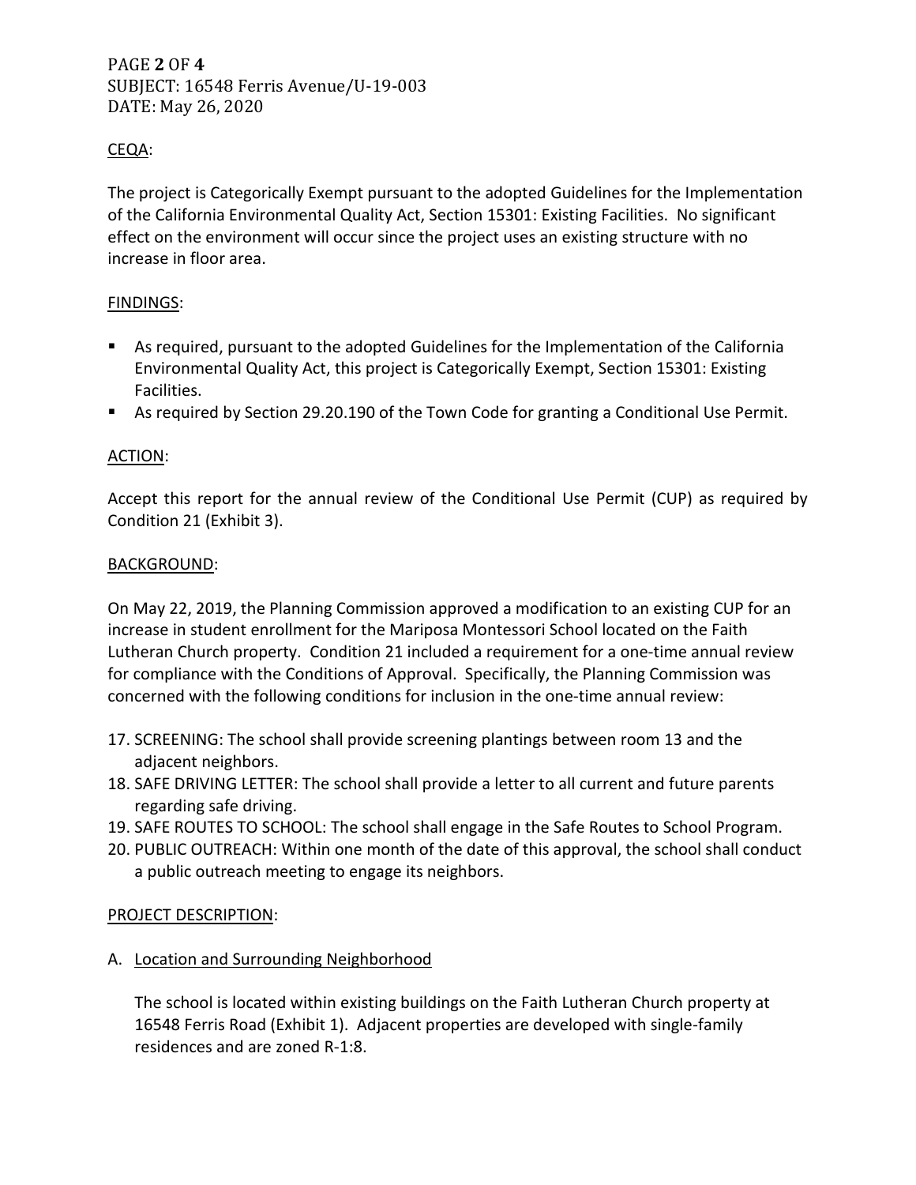## CEQA:

The project is Categorically Exempt pursuant to the adopted Guidelines for the Implementation of the California Environmental Quality Act, Section 15301: Existing Facilities. No significant effect on the environment will occur since the project uses an existing structure with no increase in floor area.

## FINDINGS:

- As required, pursuant to the adopted Guidelines for the Implementation of the California Environmental Quality Act, this project is Categorically Exempt, Section 15301: Existing Facilities.
- As required by Section 29.20.190 of the Town Code for granting a Conditional Use Permit.

## ACTION:

Accept this report for the annual review of the Conditional Use Permit (CUP) as required by Condition 21 (Exhibit 3).

## BACKGROUND:

On May 22, 2019, the Planning Commission approved a modification to an existing CUP for an increase in student enrollment for the Mariposa Montessori School located on the Faith Lutheran Church property. Condition 21 included a requirement for a one-time annual review for compliance with the Conditions of Approval. Specifically, the Planning Commission was concerned with the following conditions for inclusion in the one-time annual review:

17. SCREENING: The school shall provide screening plantings between room 13 and the adjacent neighbors.
18. SAFE DRIVING LETTER: The school shall provide a letter to all current and future parents regarding safe driving.
19. SAFE ROUTES TO SCHOOL: The school shall engage in the Safe Routes to School Program.
20. PUBLIC OUTREACH: Within one month of the date of this approval, the school shall conduct a public outreach meeting to engage its neighbors.

## PROJECT DESCRIPTION:

### A. Location and Surrounding Neighborhood

The school is located within existing buildings on the Faith Lutheran Church property at 16548 Ferris Road (Exhibit 1). Adjacent properties are developed with single-family residences and are zoned R-1:8.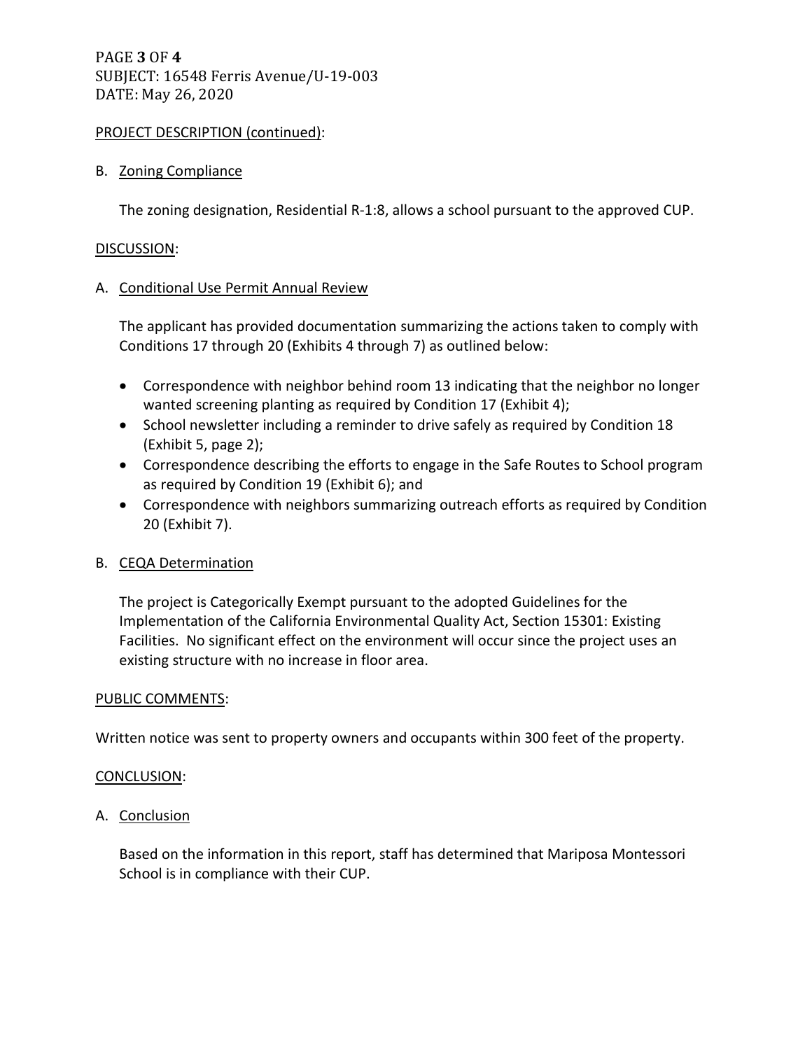PROJECT DESCRIPTION (continued):

B. Zoning Compliance

The zoning designation, Residential R-1:8, allows a school pursuant to the approved CUP.

DISCUSSION:

A. Conditional Use Permit Annual Review

The applicant has provided documentation summarizing the actions taken to comply with Conditions 17 through 20 (Exhibits 4 through 7) as outlined below:

- Correspondence with neighbor behind room 13 indicating that the neighbor no longer wanted screening planting as required by Condition 17 (Exhibit 4);
- School newsletter including a reminder to drive safely as required by Condition 18 (Exhibit 5, page 2);
- Correspondence describing the efforts to engage in the Safe Routes to School program as required by Condition 19 (Exhibit 6); and
- Correspondence with neighbors summarizing outreach efforts as required by Condition 20 (Exhibit 7).

B. CEQA Determination

The project is Categorically Exempt pursuant to the adopted Guidelines for the Implementation of the California Environmental Quality Act, Section 15301: Existing Facilities. No significant effect on the environment will occur since the project uses an existing structure with no increase in floor area.

PUBLIC COMMENTS:

Written notice was sent to property owners and occupants within 300 feet of the property.

CONCLUSION:

A. Conclusion

Based on the information in this report, staff has determined that Mariposa Montessori School is in compliance with their CUP.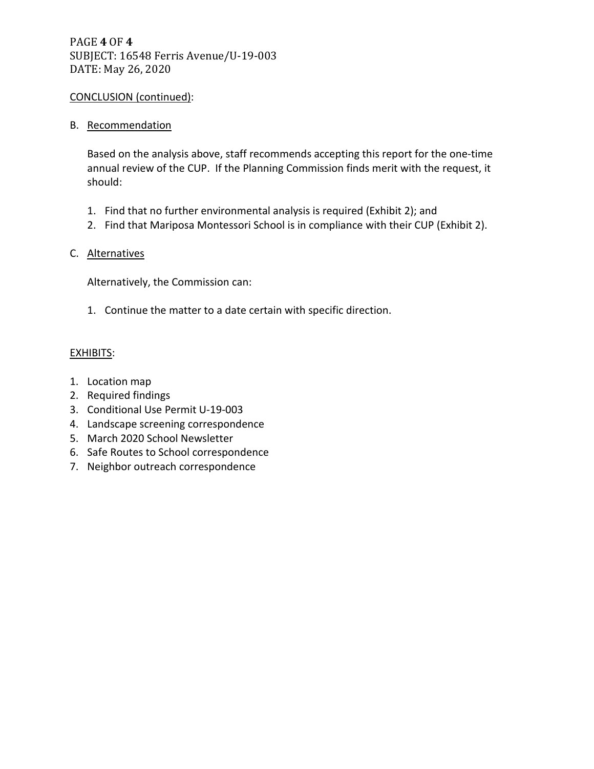CONCLUSION (continued):

B. Recommendation

Based on the analysis above, staff recommends accepting this report for the one-time annual review of the CUP. If the Planning Commission finds merit with the request, it should:

1. Find that no further environmental analysis is required (Exhibit 2); and
2. Find that Mariposa Montessori School is in compliance with their CUP (Exhibit 2).

C. Alternatives

Alternatively, the Commission can:

1. Continue the matter to a date certain with specific direction.

EXHIBITS:

1. Location map
2. Required findings
3. Conditional Use Permit U-19-003
4. Landscape screening correspondence
5. March 2020 School Newsletter
6. Safe Routes to School correspondence
7. Neighbor outreach correspondence